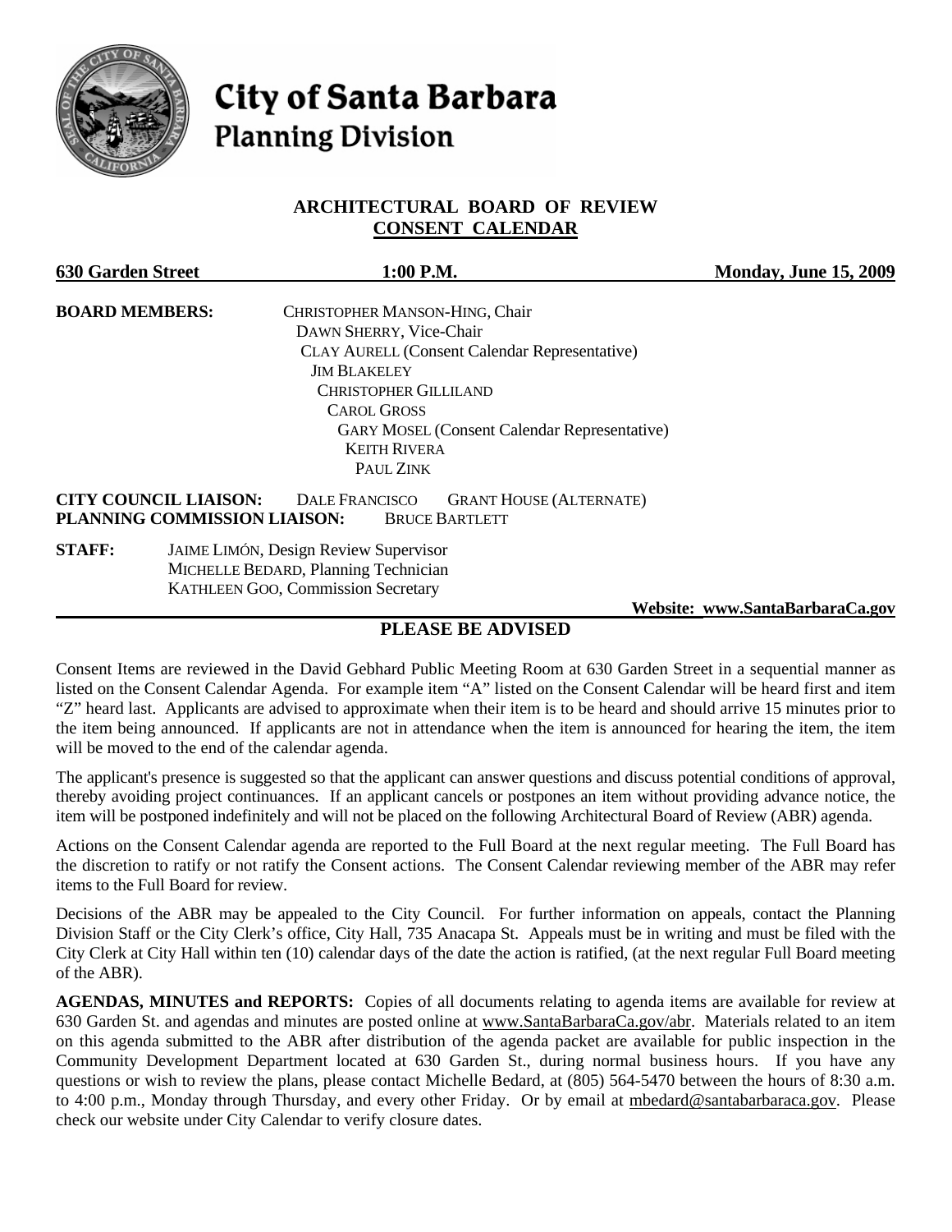# City of Santa Barbara
## Planning Division

### ARCHITECTURAL BOARD OF REVIEW
### CONSENT CALENDAR

**630 Garden Street** | **1:00 P.M.** | **Monday, June 15, 2009**

**BOARD MEMBERS:**
CHRISTOPHER MANSON-HING, Chair
DAWN SHERRY, Vice-Chair
CLAY AURELL (Consent Calendar Representative)
JIM BLAKELEY
CHRISTOPHER GILLILAND
CAROL GROSS
GARY MOSEL (Consent Calendar Representative)
KEITH RIVERA
PAUL ZINK

**CITY COUNCIL LIAISON:** DALE FRANCISCO GRANT HOUSE (ALTERNATE)
**PLANNING COMMISSION LIAISON:** BRUCE BARTLETT

**STAFF:**
JAIME LIMÓN, Design Review Supervisor
MICHELLE BEDARD, Planning Technician
KATHLEEN GOO, Commission Secretary

**Website: www.SantaBarbaraCa.gov**

## PLEASE BE ADVISED

Consent Items are reviewed in the David Gebhard Public Meeting Room at 630 Garden Street in a sequential manner as listed on the Consent Calendar Agenda. For example item "A" listed on the Consent Calendar will be heard first and item "Z" heard last. Applicants are advised to approximate when their item is to be heard and should arrive 15 minutes prior to the item being announced. If applicants are not in attendance when the item is announced for hearing the item, the item will be moved to the end of the calendar agenda.

The applicant's presence is suggested so that the applicant can answer questions and discuss potential conditions of approval, thereby avoiding project continuances. If an applicant cancels or postpones an item without providing advance notice, the item will be postponed indefinitely and will not be placed on the following Architectural Board of Review (ABR) agenda.

Actions on the Consent Calendar agenda are reported to the Full Board at the next regular meeting. The Full Board has the discretion to ratify or not ratify the Consent actions. The Consent Calendar reviewing member of the ABR may refer items to the Full Board for review.

Decisions of the ABR may be appealed to the City Council. For further information on appeals, contact the Planning Division Staff or the City Clerk's office, City Hall, 735 Anacapa St. Appeals must be in writing and must be filed with the City Clerk at City Hall within ten (10) calendar days of the date the action is ratified, (at the next regular Full Board meeting of the ABR).

**AGENDAS, MINUTES and REPORTS:** Copies of all documents relating to agenda items are available for review at 630 Garden St. and agendas and minutes are posted online at www.SantaBarbaraCa.gov/abr. Materials related to an item on this agenda submitted to the ABR after distribution of the agenda packet are available for public inspection in the Community Development Department located at 630 Garden St., during normal business hours. If you have any questions or wish to review the plans, please contact Michelle Bedard, at (805) 564-5470 between the hours of 8:30 a.m. to 4:00 p.m., Monday through Thursday, and every other Friday. Or by email at mbedard@santabarbaraca.gov. Please check our website under City Calendar to verify closure dates.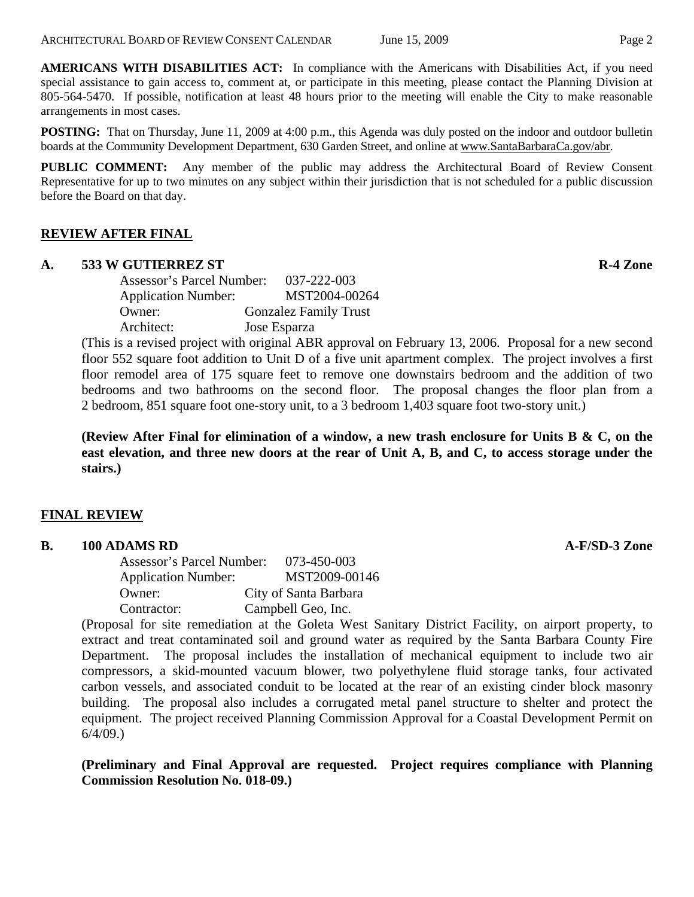**AMERICANS WITH DISABILITIES ACT:** In compliance with the Americans with Disabilities Act, if you need special assistance to gain access to, comment at, or participate in this meeting, please contact the Planning Division at 805-564-5470. If possible, notification at least 48 hours prior to the meeting will enable the City to make reasonable arrangements in most cases.

**POSTING:** That on Thursday, June 11, 2009 at 4:00 p.m., this Agenda was duly posted on the indoor and outdoor bulletin boards at the Community Development Department, 630 Garden Street, and online at www.SantaBarbaraCa.gov/abr.

**PUBLIC COMMENT:** Any member of the public may address the Architectural Board of Review Consent Representative for up to two minutes on any subject within their jurisdiction that is not scheduled for a public discussion before the Board on that day.

## REVIEW AFTER FINAL

### A. 533 W GUTIERREZ ST — R-4 Zone

Assessor's Parcel Number: 037-222-003
Application Number: MST2004-00264
Owner: Gonzalez Family Trust
Architect: Jose Esparza

(This is a revised project with original ABR approval on February 13, 2006. Proposal for a new second floor 552 square foot addition to Unit D of a five unit apartment complex. The project involves a first floor remodel area of 175 square feet to remove one downstairs bedroom and the addition of two bedrooms and two bathrooms on the second floor. The proposal changes the floor plan from a 2 bedroom, 851 square foot one-story unit, to a 3 bedroom 1,403 square foot two-story unit.)

**(Review After Final for elimination of a window, a new trash enclosure for Units B & C, on the east elevation, and three new doors at the rear of Unit A, B, and C, to access storage under the stairs.)**

## FINAL REVIEW

### B. 100 ADAMS RD — A-F/SD-3 Zone

Assessor's Parcel Number: 073-450-003
Application Number: MST2009-00146
Owner: City of Santa Barbara
Contractor: Campbell Geo, Inc.

(Proposal for site remediation at the Goleta West Sanitary District Facility, on airport property, to extract and treat contaminated soil and ground water as required by the Santa Barbara County Fire Department. The proposal includes the installation of mechanical equipment to include two air compressors, a skid-mounted vacuum blower, two polyethylene fluid storage tanks, four activated carbon vessels, and associated conduit to be located at the rear of an existing cinder block masonry building. The proposal also includes a corrugated metal panel structure to shelter and protect the equipment. The project received Planning Commission Approval for a Coastal Development Permit on 6/4/09.)

**(Preliminary and Final Approval are requested. Project requires compliance with Planning Commission Resolution No. 018-09.)**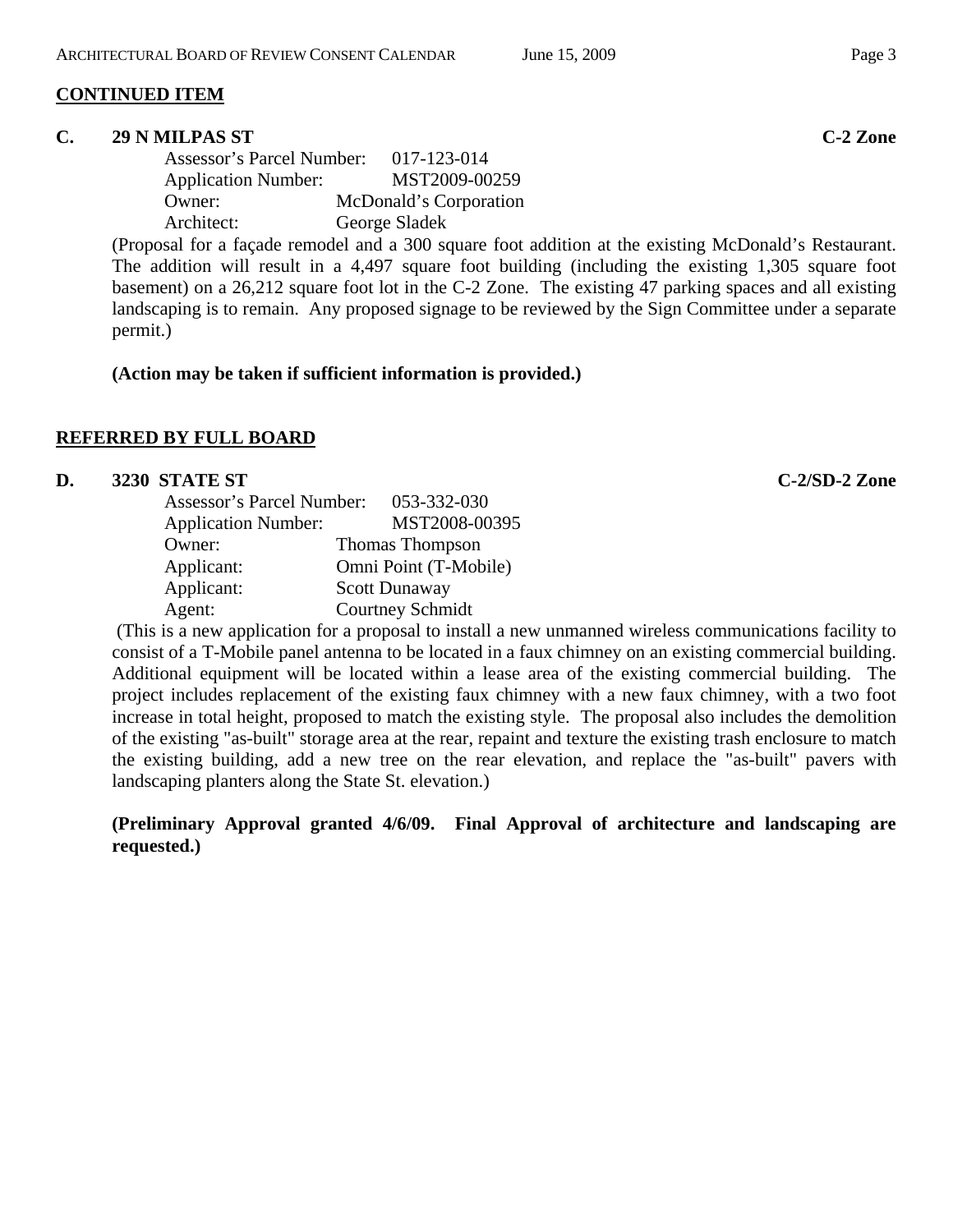**CONTINUED ITEM**

**C. 29 N MILPAS ST** **C-2 Zone**

Assessor's Parcel Number: 017-123-014
Application Number: MST2009-00259
Owner: McDonald's Corporation
Architect: George Sladek

(Proposal for a façade remodel and a 300 square foot addition at the existing McDonald's Restaurant. The addition will result in a 4,497 square foot building (including the existing 1,305 square foot basement) on a 26,212 square foot lot in the C-2 Zone. The existing 47 parking spaces and all existing landscaping is to remain. Any proposed signage to be reviewed by the Sign Committee under a separate permit.)

**(Action may be taken if sufficient information is provided.)**

**REFERRED BY FULL BOARD**

**D. 3230 STATE ST** **C-2/SD-2 Zone**

Assessor's Parcel Number: 053-332-030
Application Number: MST2008-00395
Owner: Thomas Thompson
Applicant: Omni Point (T-Mobile)
Applicant: Scott Dunaway
Agent: Courtney Schmidt

(This is a new application for a proposal to install a new unmanned wireless communications facility to consist of a T-Mobile panel antenna to be located in a faux chimney on an existing commercial building. Additional equipment will be located within a lease area of the existing commercial building. The project includes replacement of the existing faux chimney with a new faux chimney, with a two foot increase in total height, proposed to match the existing style. The proposal also includes the demolition of the existing "as-built" storage area at the rear, repaint and texture the existing trash enclosure to match the existing building, add a new tree on the rear elevation, and replace the "as-built" pavers with landscaping planters along the State St. elevation.)

**(Preliminary Approval granted 4/6/09. Final Approval of architecture and landscaping are requested.)**